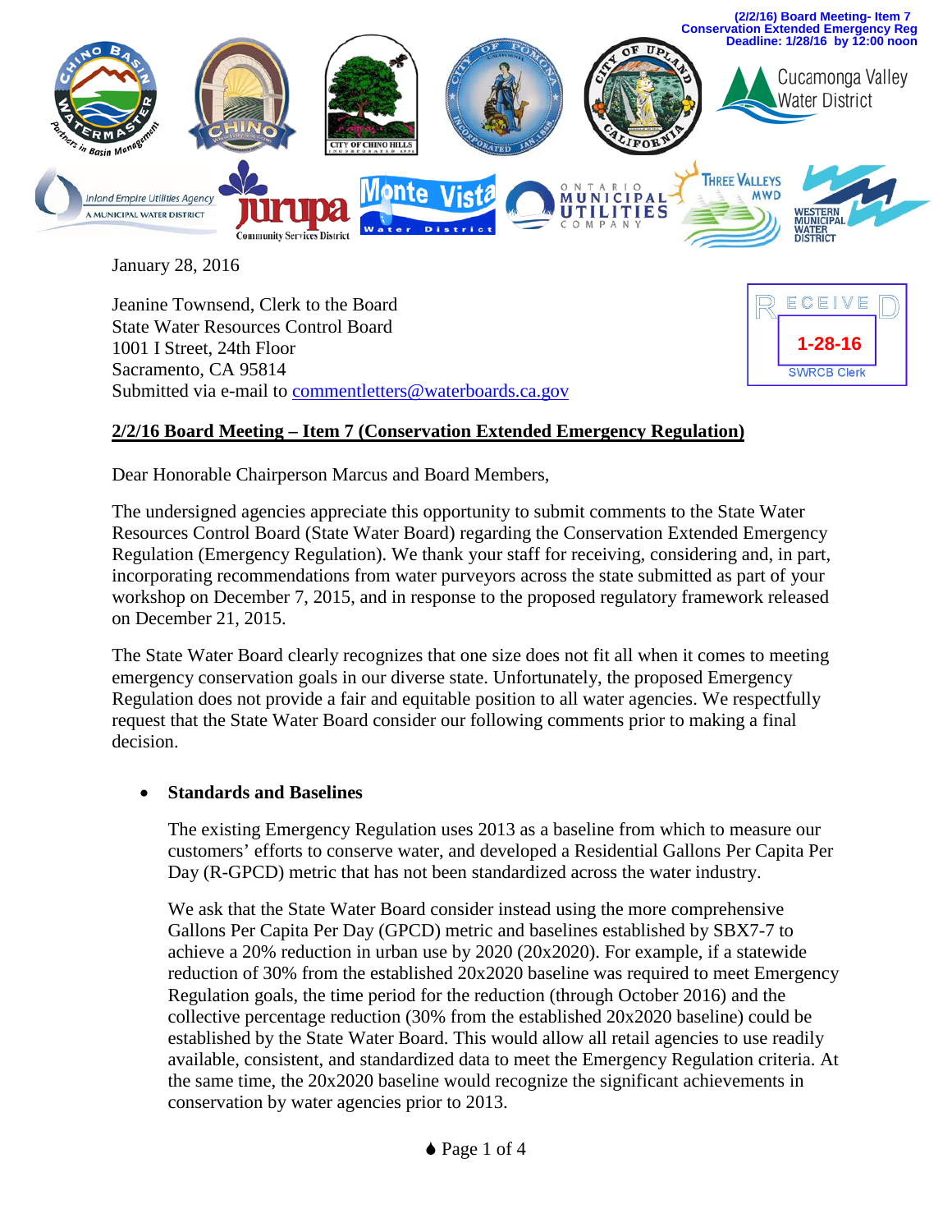(2/2/16) Board Meeting- Item 7
Conservation Extended Emergency Reg
Deadline: 1/28/16 by 12:00 noon

January 28, 2016

Jeanine Townsend, Clerk to the Board
State Water Resources Control Board
1001 I Street, 24th Floor
Sacramento, CA 95814
Submitted via e-mail to commentletters@waterboards.ca.gov

RECEIVED
1-28-16
SWRCB Clerk

**2/2/16 Board Meeting – Item 7 (Conservation Extended Emergency Regulation)**

Dear Honorable Chairperson Marcus and Board Members,

The undersigned agencies appreciate this opportunity to submit comments to the State Water Resources Control Board (State Water Board) regarding the Conservation Extended Emergency Regulation (Emergency Regulation). We thank your staff for receiving, considering and, in part, incorporating recommendations from water purveyors across the state submitted as part of your workshop on December 7, 2015, and in response to the proposed regulatory framework released on December 21, 2015.

The State Water Board clearly recognizes that one size does not fit all when it comes to meeting emergency conservation goals in our diverse state. Unfortunately, the proposed Emergency Regulation does not provide a fair and equitable position to all water agencies. We respectfully request that the State Water Board consider our following comments prior to making a final decision.

- **Standards and Baselines**

  The existing Emergency Regulation uses 2013 as a baseline from which to measure our customers' efforts to conserve water, and developed a Residential Gallons Per Capita Per Day (R-GPCD) metric that has not been standardized across the water industry.

  We ask that the State Water Board consider instead using the more comprehensive Gallons Per Capita Per Day (GPCD) metric and baselines established by SBX7-7 to achieve a 20% reduction in urban use by 2020 (20x2020). For example, if a statewide reduction of 30% from the established 20x2020 baseline was required to meet Emergency Regulation goals, the time period for the reduction (through October 2016) and the collective percentage reduction (30% from the established 20x2020 baseline) could be established by the State Water Board. This would allow all retail agencies to use readily available, consistent, and standardized data to meet the Emergency Regulation criteria. At the same time, the 20x2020 baseline would recognize the significant achievements in conservation by water agencies prior to 2013.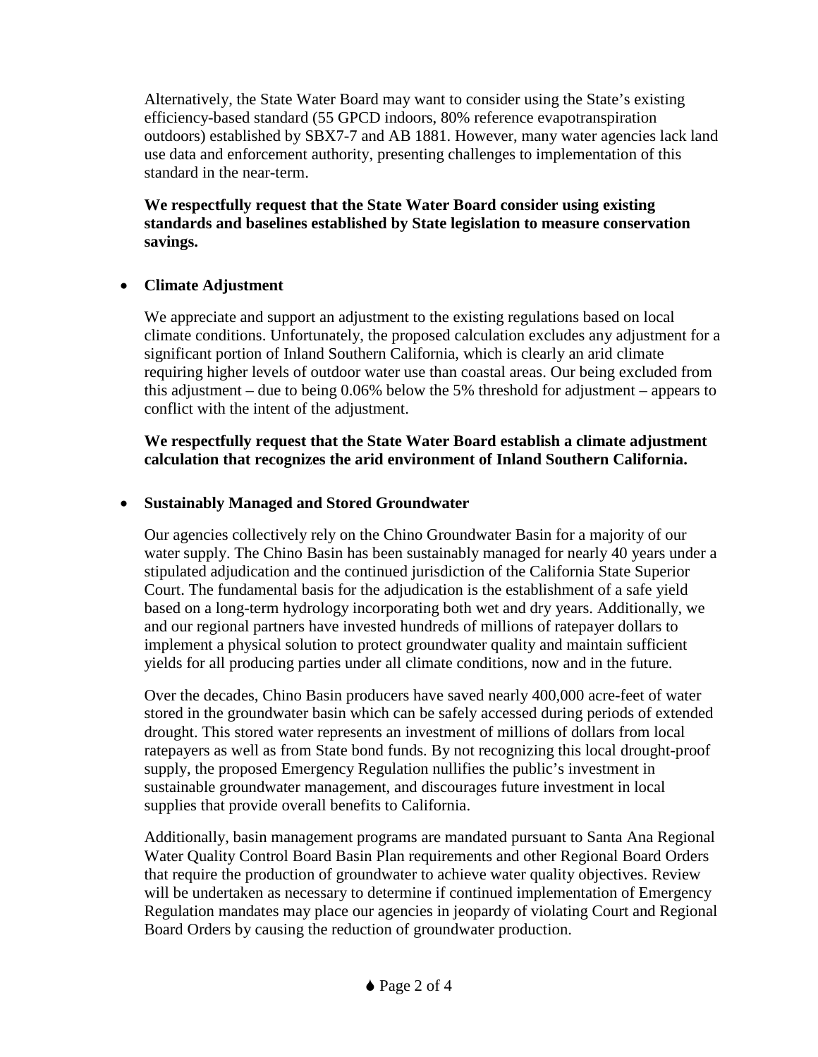Alternatively, the State Water Board may want to consider using the State's existing efficiency-based standard (55 GPCD indoors, 80% reference evapotranspiration outdoors) established by SBX7-7 and AB 1881. However, many water agencies lack land use data and enforcement authority, presenting challenges to implementation of this standard in the near-term.

**We respectfully request that the State Water Board consider using existing standards and baselines established by State legislation to measure conservation savings.**

- **Climate Adjustment**

  We appreciate and support an adjustment to the existing regulations based on local climate conditions. Unfortunately, the proposed calculation excludes any adjustment for a significant portion of Inland Southern California, which is clearly an arid climate requiring higher levels of outdoor water use than coastal areas. Our being excluded from this adjustment – due to being 0.06% below the 5% threshold for adjustment – appears to conflict with the intent of the adjustment.

  **We respectfully request that the State Water Board establish a climate adjustment calculation that recognizes the arid environment of Inland Southern California.**

- **Sustainably Managed and Stored Groundwater**

  Our agencies collectively rely on the Chino Groundwater Basin for a majority of our water supply. The Chino Basin has been sustainably managed for nearly 40 years under a stipulated adjudication and the continued jurisdiction of the California State Superior Court. The fundamental basis for the adjudication is the establishment of a safe yield based on a long-term hydrology incorporating both wet and dry years. Additionally, we and our regional partners have invested hundreds of millions of ratepayer dollars to implement a physical solution to protect groundwater quality and maintain sufficient yields for all producing parties under all climate conditions, now and in the future.

  Over the decades, Chino Basin producers have saved nearly 400,000 acre-feet of water stored in the groundwater basin which can be safely accessed during periods of extended drought. This stored water represents an investment of millions of dollars from local ratepayers as well as from State bond funds. By not recognizing this local drought-proof supply, the proposed Emergency Regulation nullifies the public's investment in sustainable groundwater management, and discourages future investment in local supplies that provide overall benefits to California.

  Additionally, basin management programs are mandated pursuant to Santa Ana Regional Water Quality Control Board Basin Plan requirements and other Regional Board Orders that require the production of groundwater to achieve water quality objectives. Review will be undertaken as necessary to determine if continued implementation of Emergency Regulation mandates may place our agencies in jeopardy of violating Court and Regional Board Orders by causing the reduction of groundwater production.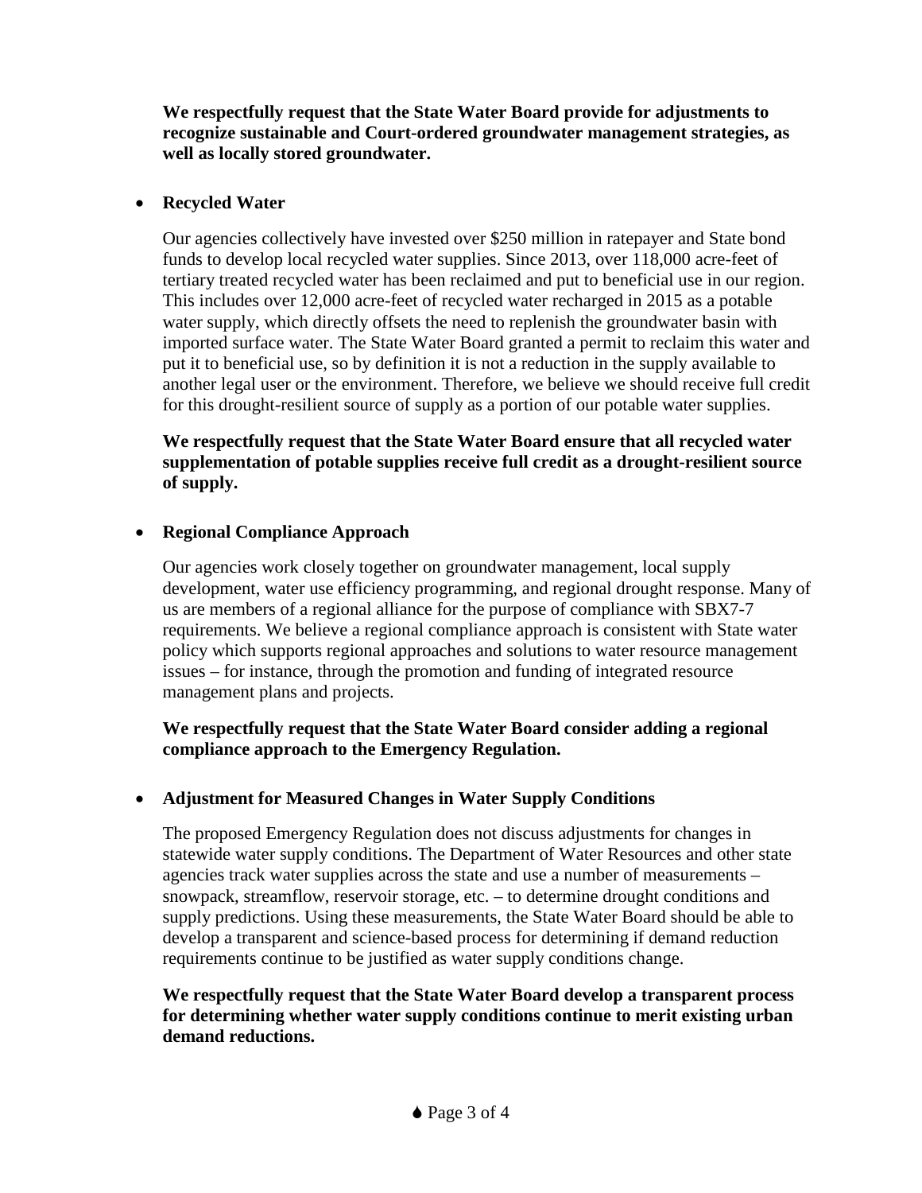**We respectfully request that the State Water Board provide for adjustments to recognize sustainable and Court-ordered groundwater management strategies, as well as locally stored groundwater.**

- **Recycled Water**

  Our agencies collectively have invested over $250 million in ratepayer and State bond funds to develop local recycled water supplies. Since 2013, over 118,000 acre-feet of tertiary treated recycled water has been reclaimed and put to beneficial use in our region. This includes over 12,000 acre-feet of recycled water recharged in 2015 as a potable water supply, which directly offsets the need to replenish the groundwater basin with imported surface water. The State Water Board granted a permit to reclaim this water and put it to beneficial use, so by definition it is not a reduction in the supply available to another legal user or the environment. Therefore, we believe we should receive full credit for this drought-resilient source of supply as a portion of our potable water supplies.

  **We respectfully request that the State Water Board ensure that all recycled water supplementation of potable supplies receive full credit as a drought-resilient source of supply.**

- **Regional Compliance Approach**

  Our agencies work closely together on groundwater management, local supply development, water use efficiency programming, and regional drought response. Many of us are members of a regional alliance for the purpose of compliance with SBX7-7 requirements. We believe a regional compliance approach is consistent with State water policy which supports regional approaches and solutions to water resource management issues – for instance, through the promotion and funding of integrated resource management plans and projects.

  **We respectfully request that the State Water Board consider adding a regional compliance approach to the Emergency Regulation.**

- **Adjustment for Measured Changes in Water Supply Conditions**

  The proposed Emergency Regulation does not discuss adjustments for changes in statewide water supply conditions. The Department of Water Resources and other state agencies track water supplies across the state and use a number of measurements – snowpack, streamflow, reservoir storage, etc. – to determine drought conditions and supply predictions. Using these measurements, the State Water Board should be able to develop a transparent and science-based process for determining if demand reduction requirements continue to be justified as water supply conditions change.

  **We respectfully request that the State Water Board develop a transparent process for determining whether water supply conditions continue to merit existing urban demand reductions.**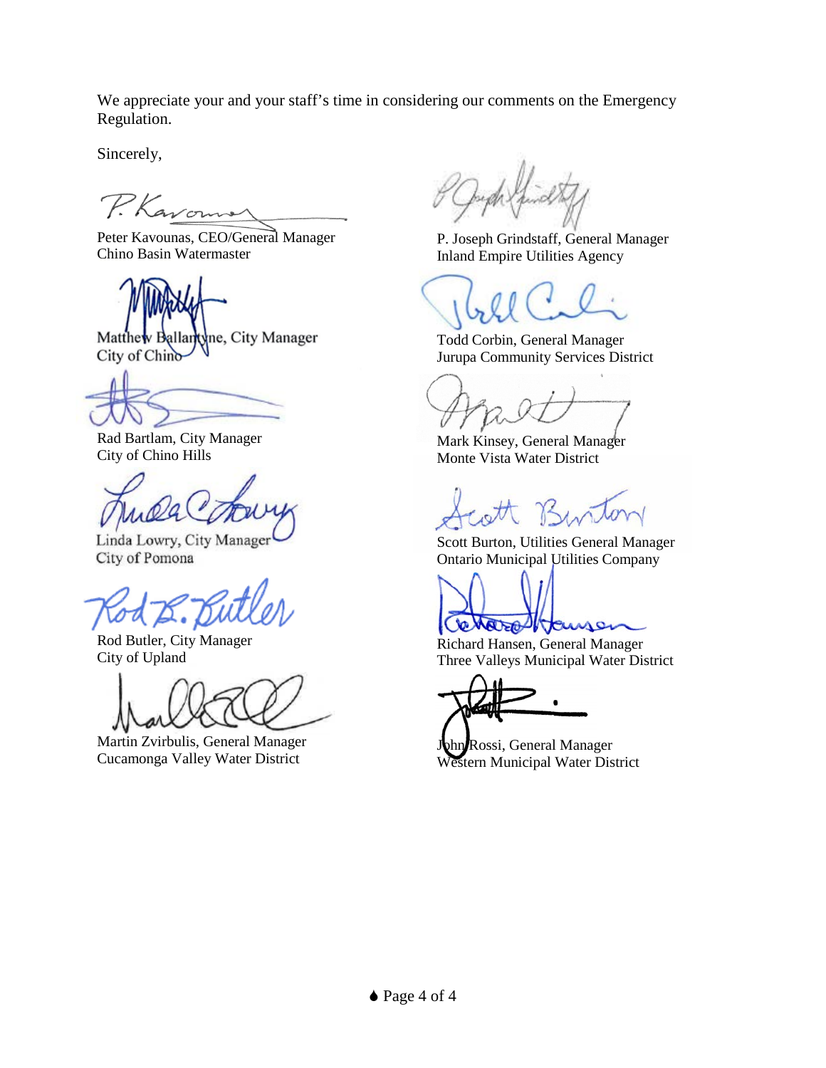We appreciate your and your staff's time in considering our comments on the Emergency Regulation.

Sincerely,

Peter Kavounas, CEO/General Manager
Chino Basin Watermaster

P. Joseph Grindstaff, General Manager
Inland Empire Utilities Agency

Matthew Ballantyne, City Manager
City of Chino

Todd Corbin, General Manager
Jurupa Community Services District

Rad Bartlam, City Manager
City of Chino Hills

Mark Kinsey, General Manager
Monte Vista Water District

Linda Lowry, City Manager
City of Pomona

Scott Burton, Utilities General Manager
Ontario Municipal Utilities Company

Rod Butler, City Manager
City of Upland

Richard Hansen, General Manager
Three Valleys Municipal Water District

Martin Zvirbulis, General Manager
Cucamonga Valley Water District

John Rossi, General Manager
Western Municipal Water District